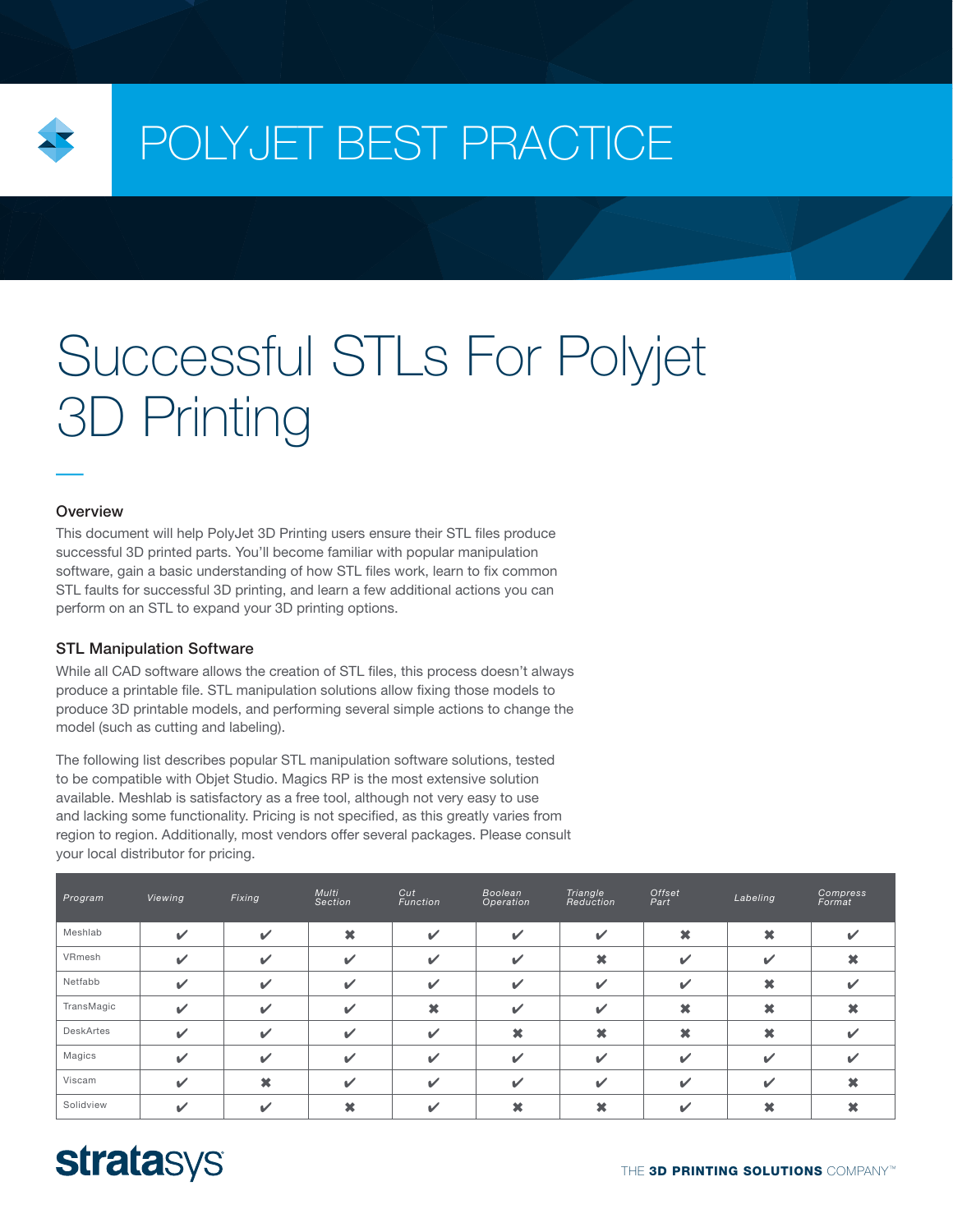# POLYJET BEST PRACTICE

# Successful STLs For Polyjet 3D Printing

## Overview

This document will help PolyJet 3D Printing users ensure their STL files produce successful 3D printed parts. You'll become familiar with popular manipulation software, gain a basic understanding of how STL files work, learn to fix common STL faults for successful 3D printing, and learn a few additional actions you can perform on an STL to expand your 3D printing options.

## STL Manipulation Software

While all CAD software allows the creation of STL files, this process doesn't always produce a printable file. STL manipulation solutions allow fixing those models to produce 3D printable models, and performing several simple actions to change the model (such as cutting and labeling).

The following list describes popular STL manipulation software solutions, tested to be compatible with Objet Studio. Magics RP is the most extensive solution available. Meshlab is satisfactory as a free tool, although not very easy to use and lacking some functionality. Pricing is not specified, as this greatly varies from region to region. Additionally, most vendors offer several packages. Please consult your local distributor for pricing.

| Program | Viewing | Fixing | Multi Section | Cut Function | Boolean Operation | Triangle Reduction | Offset Part | Labeling | Compress Format |
|---|---|---|---|---|---|---|---|---|---|
| Meshlab | ✔ | ✔ | ✖ | ✔ | ✔ | ✔ | ✖ | ✖ | ✔ |
| VRmesh | ✔ | ✔ | ✔ | ✔ | ✔ | ✖ | ✔ | ✔ | ✖ |
| Netfabb | ✔ | ✔ | ✔ | ✔ | ✔ | ✔ | ✔ | ✖ | ✔ |
| TransMagic | ✔ | ✔ | ✔ | ✖ | ✔ | ✔ | ✖ | ✖ | ✖ |
| DeskArtes | ✔ | ✔ | ✔ | ✔ | ✖ | ✖ | ✖ | ✖ | ✔ |
| Magics | ✔ | ✔ | ✔ | ✔ | ✔ | ✔ | ✔ | ✔ | ✔ |
| Viscam | ✔ | ✖ | ✔ | ✔ | ✔ | ✔ | ✔ | ✔ | ✖ |
| Solidview | ✔ | ✔ | ✖ | ✔ | ✖ | ✖ | ✔ | ✖ | ✖ |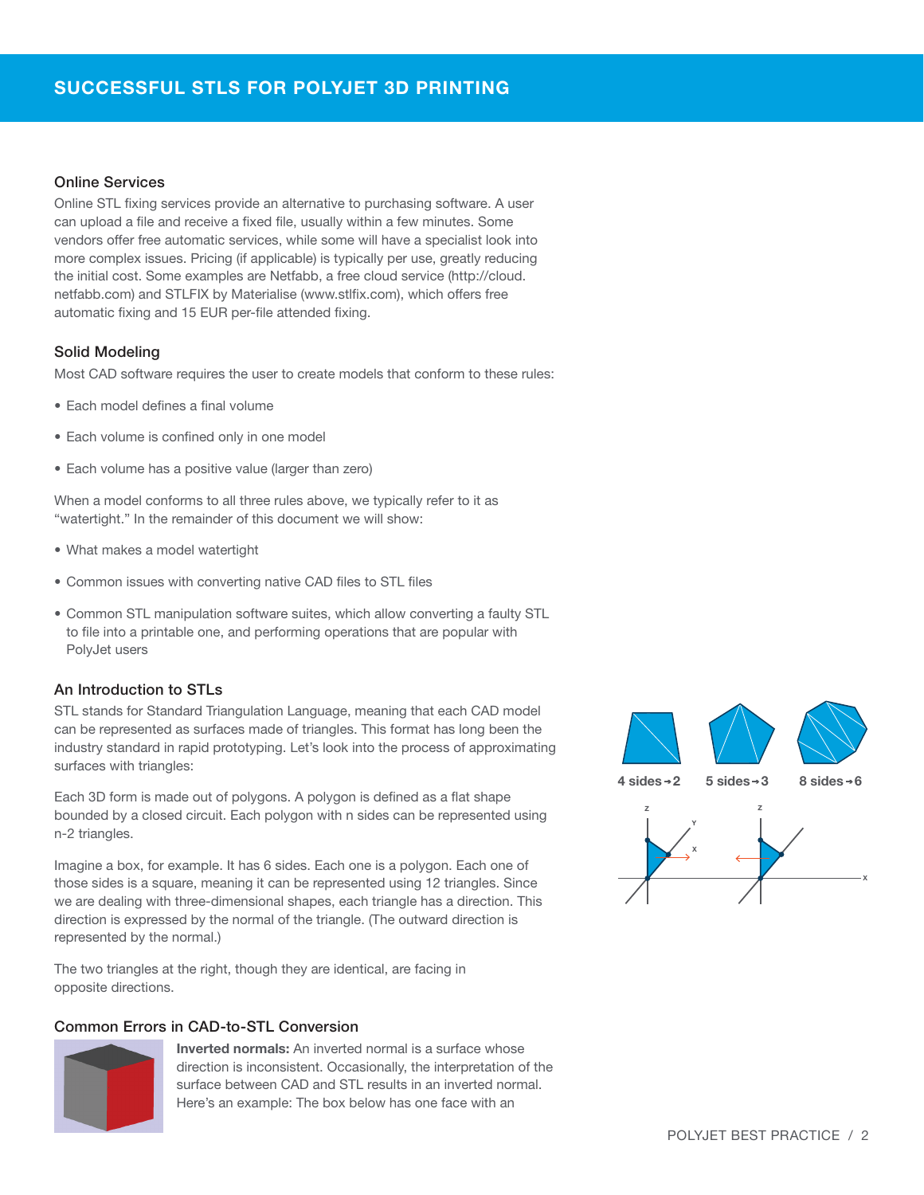## Online Services

Online STL fixing services provide an alternative to purchasing software. A user can upload a file and receive a fixed file, usually within a few minutes. Some vendors offer free automatic services, while some will have a specialist look into more complex issues. Pricing (if applicable) is typically per use, greatly reducing the initial cost. Some examples are Netfabb, a free cloud service (http://cloud.netfabb.com) and STLFIX by Materialise (www.stlfix.com), which offers free automatic fixing and 15 EUR per-file attended fixing.

## Solid Modeling

Most CAD software requires the user to create models that conform to these rules:

- Each model defines a final volume
- Each volume is confined only in one model
- Each volume has a positive value (larger than zero)

When a model conforms to all three rules above, we typically refer to it as "watertight." In the remainder of this document we will show:

- What makes a model watertight
- Common issues with converting native CAD files to STL files
- Common STL manipulation software suites, which allow converting a faulty STL to file into a printable one, and performing operations that are popular with PolyJet users

## An Introduction to STLs

STL stands for Standard Triangulation Language, meaning that each CAD model can be represented as surfaces made of triangles. This format has long been the industry standard in rapid prototyping. Let's look into the process of approximating surfaces with triangles:

Each 3D form is made out of polygons. A polygon is defined as a flat shape bounded by a closed circuit. Each polygon with n sides can be represented using n-2 triangles.

Imagine a box, for example. It has 6 sides. Each one is a polygon. Each one of those sides is a square, meaning it can be represented using 12 triangles. Since we are dealing with three-dimensional shapes, each triangle has a direction. This direction is expressed by the normal of the triangle. (The outward direction is represented by the normal.)

The two triangles at the right, though they are identical, are facing in opposite directions.

4 sides→2 5 sides→3 8 sides→6

## Common Errors in CAD-to-STL Conversion

**Inverted normals:** An inverted normal is a surface whose direction is inconsistent. Occasionally, the interpretation of the surface between CAD and STL results in an inverted normal. Here's an example: The box below has one face with an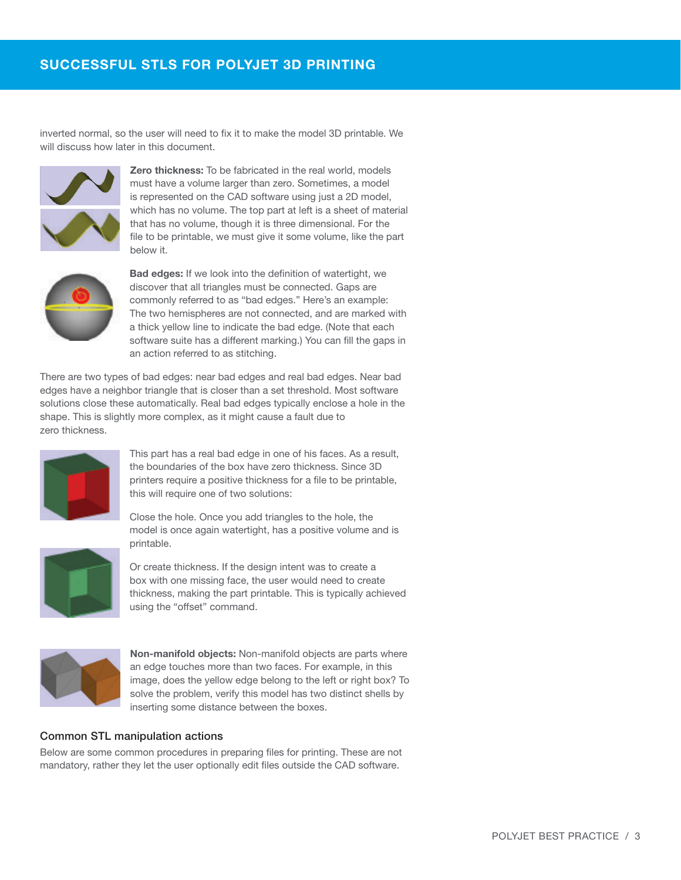inverted normal, so the user will need to fix it to make the model 3D printable. We will discuss how later in this document.

**Zero thickness:** To be fabricated in the real world, models must have a volume larger than zero. Sometimes, a model is represented on the CAD software using just a 2D model, which has no volume. The top part at left is a sheet of material that has no volume, though it is three dimensional. For the file to be printable, we must give it some volume, like the part below it.

**Bad edges:** If we look into the definition of watertight, we discover that all triangles must be connected. Gaps are commonly referred to as "bad edges." Here's an example: The two hemispheres are not connected, and are marked with a thick yellow line to indicate the bad edge. (Note that each software suite has a different marking.) You can fill the gaps in an action referred to as stitching.

There are two types of bad edges: near bad edges and real bad edges. Near bad edges have a neighbor triangle that is closer than a set threshold. Most software solutions close these automatically. Real bad edges typically enclose a hole in the shape. This is slightly more complex, as it might cause a fault due to zero thickness.

This part has a real bad edge in one of his faces. As a result, the boundaries of the box have zero thickness. Since 3D printers require a positive thickness for a file to be printable, this will require one of two solutions:

Close the hole. Once you add triangles to the hole, the model is once again watertight, has a positive volume and is printable.

Or create thickness. If the design intent was to create a box with one missing face, the user would need to create thickness, making the part printable. This is typically achieved using the "offset" command.

**Non-manifold objects:** Non-manifold objects are parts where an edge touches more than two faces. For example, in this image, does the yellow edge belong to the left or right box? To solve the problem, verify this model has two distinct shells by inserting some distance between the boxes.

### Common STL manipulation actions

Below are some common procedures in preparing files for printing. These are not mandatory, rather they let the user optionally edit files outside the CAD software.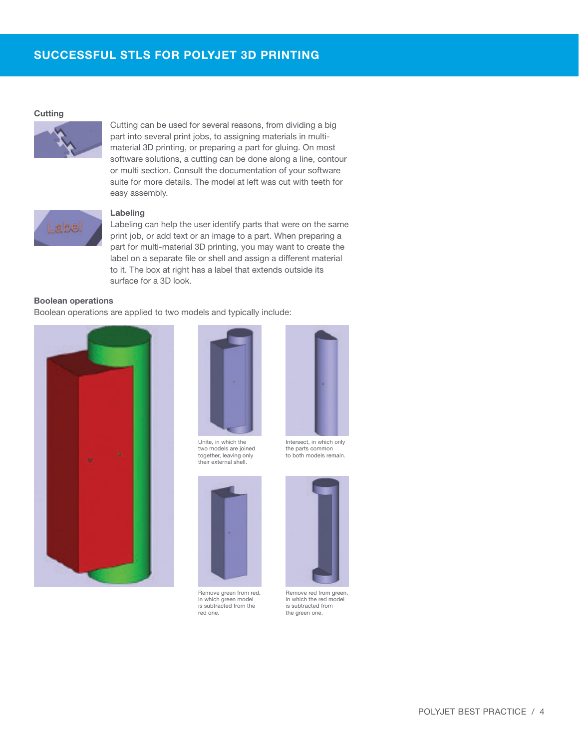### Cutting

Cutting can be used for several reasons, from dividing a big part into several print jobs, to assigning materials in multi-material 3D printing, or preparing a part for gluing. On most software solutions, a cutting can be done along a line, contour or multi section. Consult the documentation of your software suite for more details. The model at left was cut with teeth for easy assembly.

### Labeling

Labeling can help the user identify parts that were on the same print job, or add text or an image to a part. When preparing a part for multi-material 3D printing, you may want to create the label on a separate file or shell and assign a different material to it. The box at right has a label that extends outside its surface for a 3D look.

### Boolean operations

Boolean operations are applied to two models and typically include:

Unite, in which the two models are joined together, leaving only their external shell.

Intersect, in which only the parts common to both models remain.

Remove green from red, in which green model is subtracted from the red one.

Remove red from green, in which the red model is subtracted from the green one.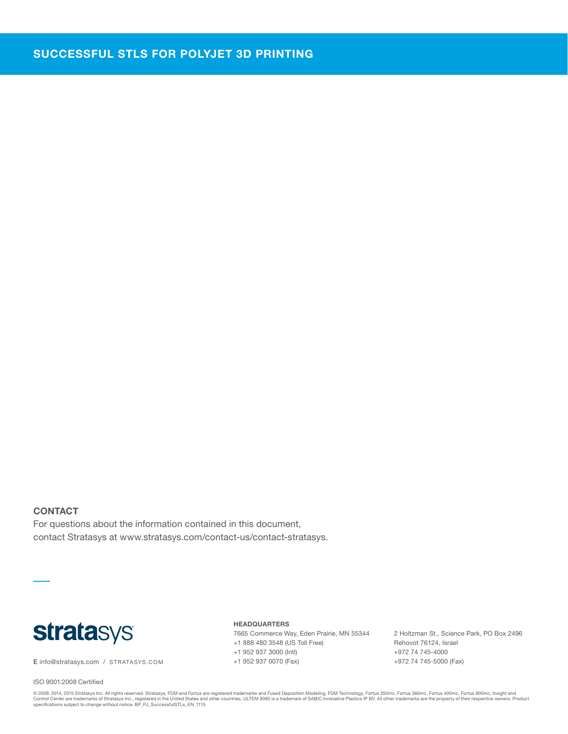## CONTACT

For questions about the information contained in this document, contact Stratasys at www.stratasys.com/contact-us/contact-stratasys.

**stratasys**

E info@stratasys.com / STRATASYS.COM

**HEADQUARTERS**

7665 Commerce Way, Eden Prairie, MN 55344
+1 888 480 3548 (US Toll Free)
+1 952 937 3000 (Intl)
+1 952 937 0070 (Fax)

2 Holtzman St., Science Park, PO Box 2496
Rehovot 76124, Israel
+972 74 745-4000
+972 74 745-5000 (Fax)

ISO 9001:2008 Certified

© 2009, 2014, 2015 Stratasys Inc. All rights reserved. Stratasys, FDM and Fortus are registered trademarks and Fused Deposition Modeling, FDM Technology, Fortus 250mc, Fortus 360mc, Fortus 400mc, Fortus 900mc, Insight and Control Center are trademarks of Stratasys Inc., registered in the United States and other countries. ULTEM 9085 is a trademark of SABIC Innovative Plastics IP BV. All other trademarks are the property of their respective owners. Product specifications subject to change without notice. BP_PJ_SuccessfulSTLs_EN_1115